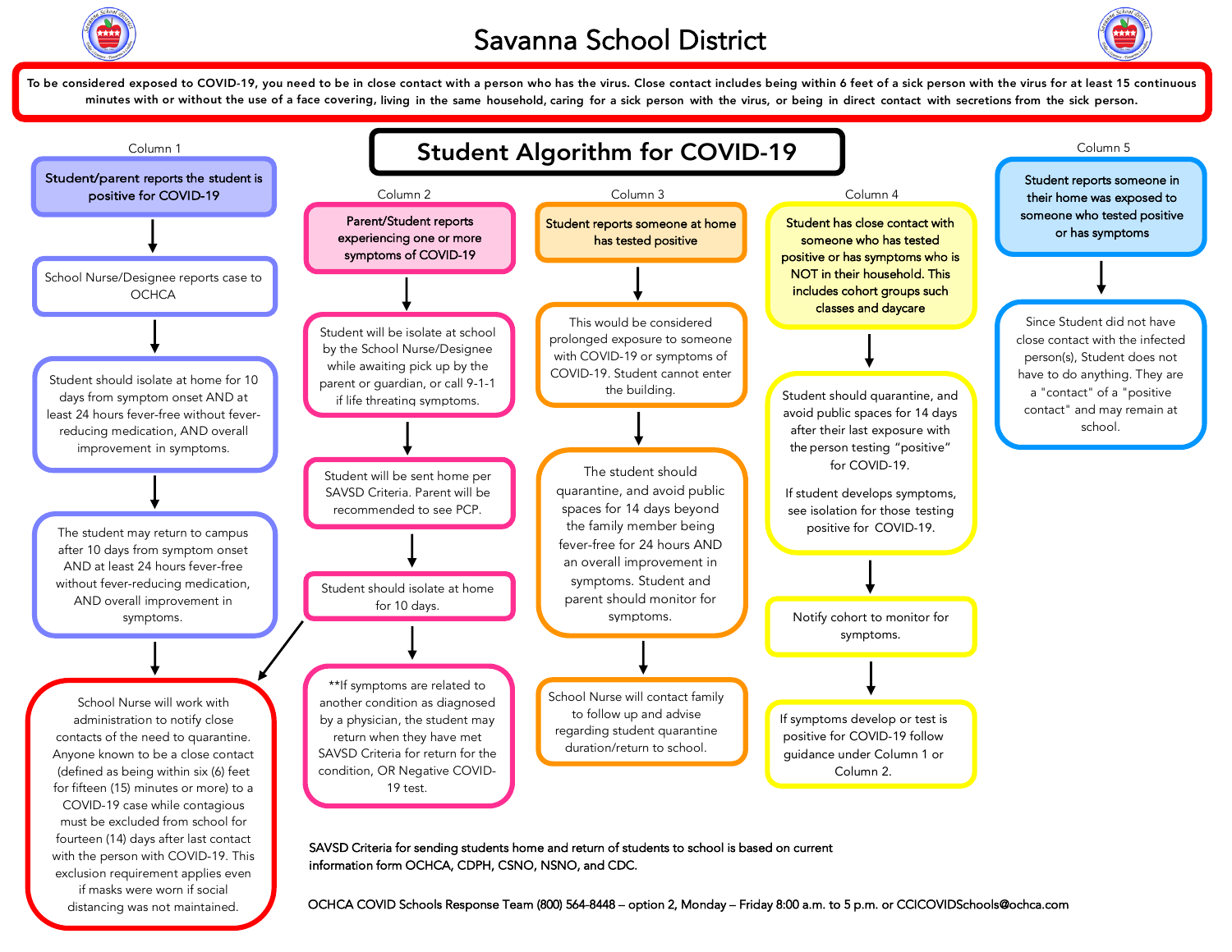# Savanna School District

To be considered exposed to COVID-19, you need to be in close contact with a person who has the virus. Close contact includes being within 6 feet of a sick person with the virus for at least 15 continuous minutes with or without the use of a face covering, living in the same household, caring for a sick person with the virus, or being in direct contact with secretions from the sick person.

## Student Algorithm for COVID-19

### Column 1

**Student/parent reports the student is positive for COVID-19**

↓

School Nurse/Designee reports case to OCHCA

↓

Student should isolate at home for 10 days from symptom onset AND at least 24 hours fever-free without fever-reducing medication, AND overall improvement in symptoms.

↓

The student may return to campus after 10 days from symptom onset AND at least 24 hours fever-free without fever-reducing medication, AND overall improvement in symptoms.

↓

School Nurse will work with administration to notify close contacts of the need to quarantine. Anyone known to be a close contact (defined as being within six (6) feet for fifteen (15) minutes or more) to a COVID-19 case while contagious must be excluded from school for fourteen (14) days after last contact with the person with COVID-19. This exclusion requirement applies even if masks were worn if social distancing was not maintained.

### Column 2

**Parent/Student reports experiencing one or more symptoms of COVID-19**

↓

Student will be isolate at school by the School Nurse/Designee while awaiting pick up by the parent or guardian, or call 9-1-1 if life threating symptoms.

↓

Student will be sent home per SAVSD Criteria. Parent will be recommended to see PCP.

↓

Student should isolate at home for 10 days. (→ see final box of Column 1)

↓

**If symptoms are related to another condition as diagnosed by a physician, the student may return when they have met SAVSD Criteria for return for the condition, OR Negative COVID-19 test.

### Column 3

**Student reports someone at home has tested positive**

↓

This would be considered prolonged exposure to someone with COVID-19 or symptoms of COVID-19. Student cannot enter the building.

↓

The student should quarantine, and avoid public spaces for 14 days beyond the family member being fever-free for 24 hours AND an overall improvement in symptoms. Student and parent should monitor for symptoms.

↓

School Nurse will contact family to follow up and advise regarding student quarantine duration/return to school.

### Column 4

**Student has close contact with someone who has tested positive or has symptoms who is NOT in their household. This includes cohort groups such classes and daycare**

↓

Student should quarantine, and avoid public spaces for 14 days after their last exposure with the person testing "positive" for COVID-19.

If student develops symptoms, see isolation for those testing positive for COVID-19.

↓

Notify cohort to monitor for symptoms.

↓

If symptoms develop or test is positive for COVID-19 follow guidance under Column 1 or Column 2.

### Column 5

**Student reports someone in their home was exposed to someone who tested positive or has symptoms**

↓

Since Student did not have close contact with the infected person(s), Student does not have to do anything. They are a "contact" of a "positive contact" and may remain at school.

---

SAVSD Criteria for sending students home and return of students to school is based on current information form OCHCA, CDPH, CSNO, NSNO, and CDC.

OCHCA COVID Schools Response Team (800) 564-8448 – option 2, Monday – Friday 8:00 a.m. to 5 p.m. or CCICOVIDSchools@ochca.com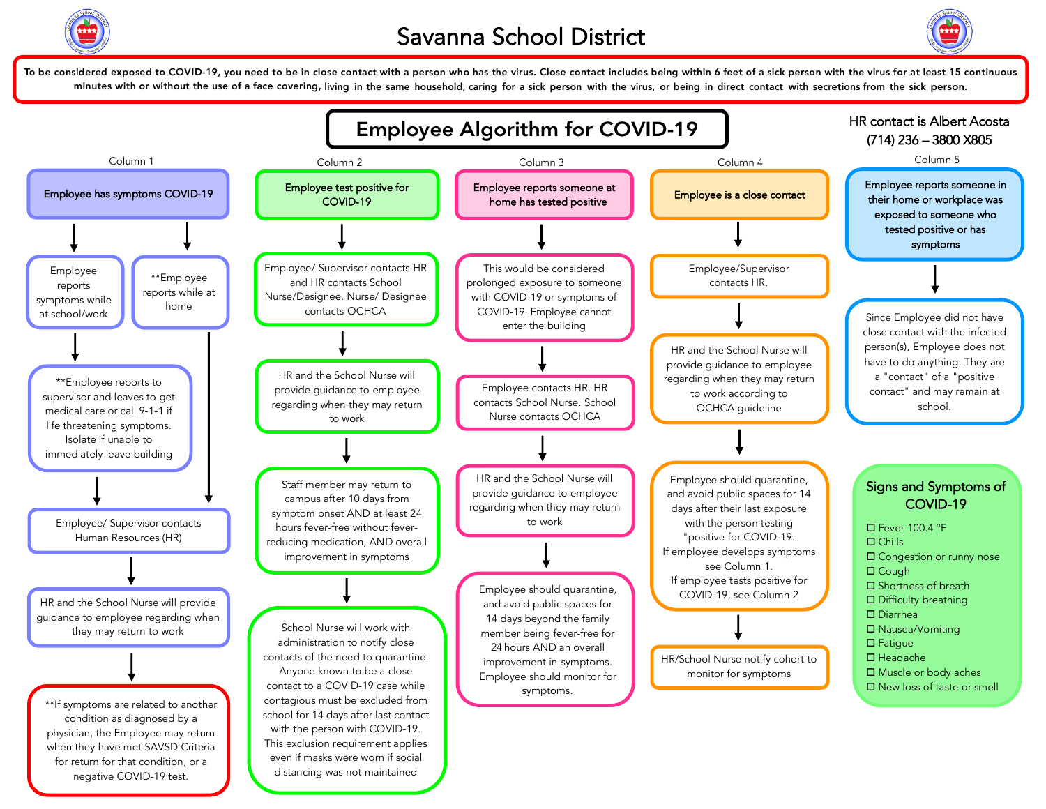# Savanna School District

**To be considered exposed to COVID-19, you need to be in close contact with a person who has the virus. Close contact includes being within 6 feet of a sick person with the virus for at least 15 continuous minutes with or without the use of a face covering, living in the same household, caring for a sick person with the virus, or being in direct contact with secretions from the sick person.**

## Employee Algorithm for COVID-19

HR contact is Albert Acosta
(714) 236 – 3800 X805

### Column 1

**Employee has symptoms COVID-19**

- Employee reports symptoms while at school/work
  - **Employee reports to supervisor and leaves to get medical care or call 9-1-1 if life threatening symptoms. Isolate if unable to immediately leave building
- **Employee reports while at home

Employee/ Supervisor contacts Human Resources (HR)

HR and the School Nurse will provide guidance to employee regarding when they may return to work

**If symptoms are related to another condition as diagnosed by a physician, the Employee may return when they have met SAVSD Criteria for return for that condition, or a negative COVID-19 test.

### Column 2

**Employee test positive for COVID-19**

Employee/ Supervisor contacts HR and HR contacts School Nurse/Designee. Nurse/ Designee contacts OCHCA

HR and the School Nurse will provide guidance to employee regarding when they may return to work

Staff member may return to campus after 10 days from symptom onset AND at least 24 hours fever-free without fever-reducing medication, AND overall improvement in symptoms

School Nurse will work with administration to notify close contacts of the need to quarantine. Anyone known to be a close contact to a COVID-19 case while contagious must be excluded from school for 14 days after last contact with the person with COVID-19. This exclusion requirement applies even if masks were worn if social distancing was not maintained

### Column 3

**Employee reports someone at home has tested positive**

This would be considered prolonged exposure to someone with COVID-19 or symptoms of COVID-19. Employee cannot enter the building

Employee contacts HR. HR contacts School Nurse. School Nurse contacts OCHCA

HR and the School Nurse will provide guidance to employee regarding when they may return to work

Employee should quarantine, and avoid public spaces for 14 days beyond the family member being fever-free for 24 hours AND an overall improvement in symptoms. Employee should monitor for symptoms.

### Column 4

**Employee is a close contact**

Employee/Supervisor contacts HR.

HR and the School Nurse will provide guidance to employee regarding when they may return to work according to OCHCA guideline

Employee should quarantine, and avoid public spaces for 14 days after their last exposure with the person testing "positive for COVID-19.
If employee develops symptoms see Column 1.
If employee tests positive for COVID-19, see Column 2

HR/School Nurse notify cohort to monitor for symptoms

### Column 5

**Employee reports someone in their home or workplace was exposed to someone who tested positive or has symptoms**

Since Employee did not have close contact with the infected person(s), Employee does not have to do anything. They are a "contact" of a "positive contact" and may remain at school.

### Signs and Symptoms of COVID-19

- ☐ Fever 100.4 °F
- ☐ Chills
- ☐ Congestion or runny nose
- ☐ Cough
- ☐ Shortness of breath
- ☐ Difficulty breathing
- ☐ Diarrhea
- ☐ Nausea/Vomiting
- ☐ Fatigue
- ☐ Headache
- ☐ Muscle or body aches
- ☐ New loss of taste or smell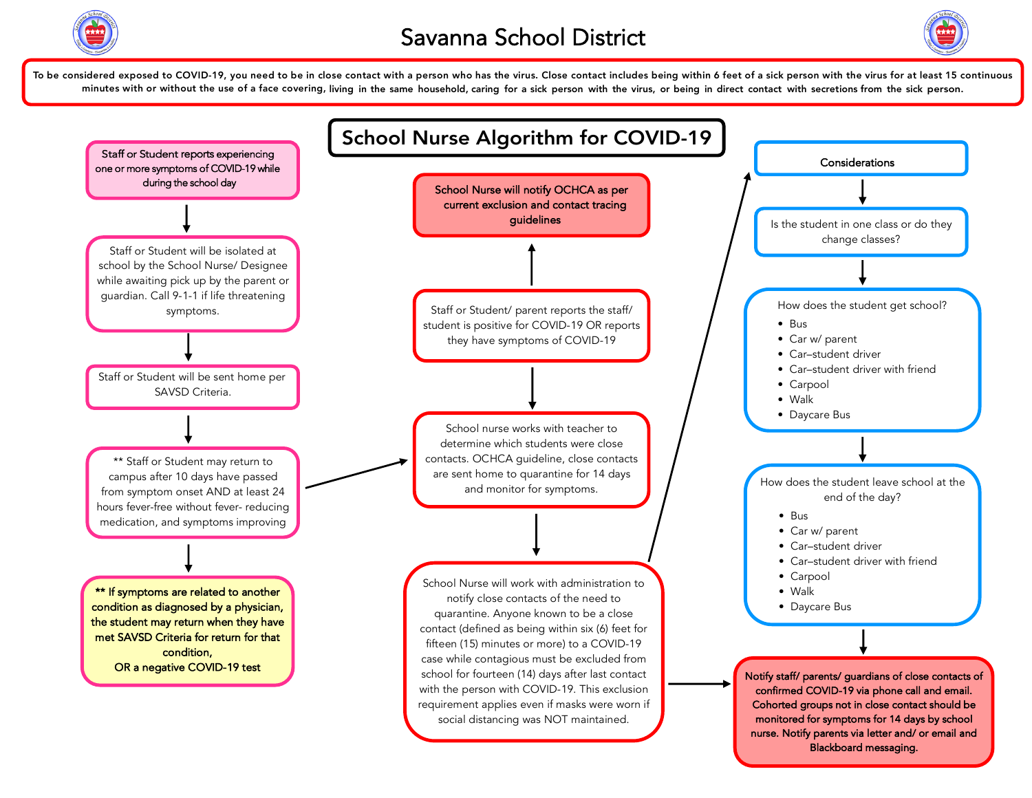# Savanna School District

**To be considered exposed to COVID-19, you need to be in close contact with a person who has the virus. Close contact includes being within 6 feet of a sick person with the virus for at least 15 continuous minutes with or without the use of a face covering, living in the same household, caring for a sick person with the virus, or being in direct contact with secretions from the sick person.**

## School Nurse Algorithm for COVID-19

Staff or Student reports experiencing one or more symptoms of COVID-19 while during the school day

Staff or Student will be isolated at school by the School Nurse/ Designee while awaiting pick up by the parent or guardian. Call 9-1-1 if life threatening symptoms.

Staff or Student will be sent home per SAVSD Criteria.

** Staff or Student may return to campus after 10 days have passed from symptom onset AND at least 24 hours fever-free without fever- reducing medication, and symptoms improving

**** If symptoms are related to another condition as diagnosed by a physician, the student may return when they have met SAVSD Criteria for return for that condition, OR a negative COVID-19 test**

**School Nurse will notify OCHCA as per current exclusion and contact tracing guidelines**

Staff or Student/ parent reports the staff/ student is positive for COVID-19 OR reports they have symptoms of COVID-19

School nurse works with teacher to determine which students were close contacts. OCHCA guideline, close contacts are sent home to quarantine for 14 days and monitor for symptoms.

School Nurse will work with administration to notify close contacts of the need to quarantine. Anyone known to be a close contact (defined as being within six (6) feet for fifteen (15) minutes or more) to a COVID-19 case while contagious must be excluded from school for fourteen (14) days after last contact with the person with COVID-19. This exclusion requirement applies even if masks were worn if social distancing was NOT maintained.

### Considerations

Is the student in one class or do they change classes?

How does the student get school?

- Bus
- Car w/ parent
- Car–student driver
- Car–student driver with friend
- Carpool
- Walk
- Daycare Bus

How does the student leave school at the end of the day?

- Bus
- Car w/ parent
- Car–student driver
- Car–student driver with friend
- Carpool
- Walk
- Daycare Bus

**Notify staff/ parents/ guardians of close contacts of confirmed COVID-19 via phone call and email. Cohorted groups not in close contact should be monitored for symptoms for 14 days by school nurse. Notify parents via letter and/ or email and Blackboard messaging.**